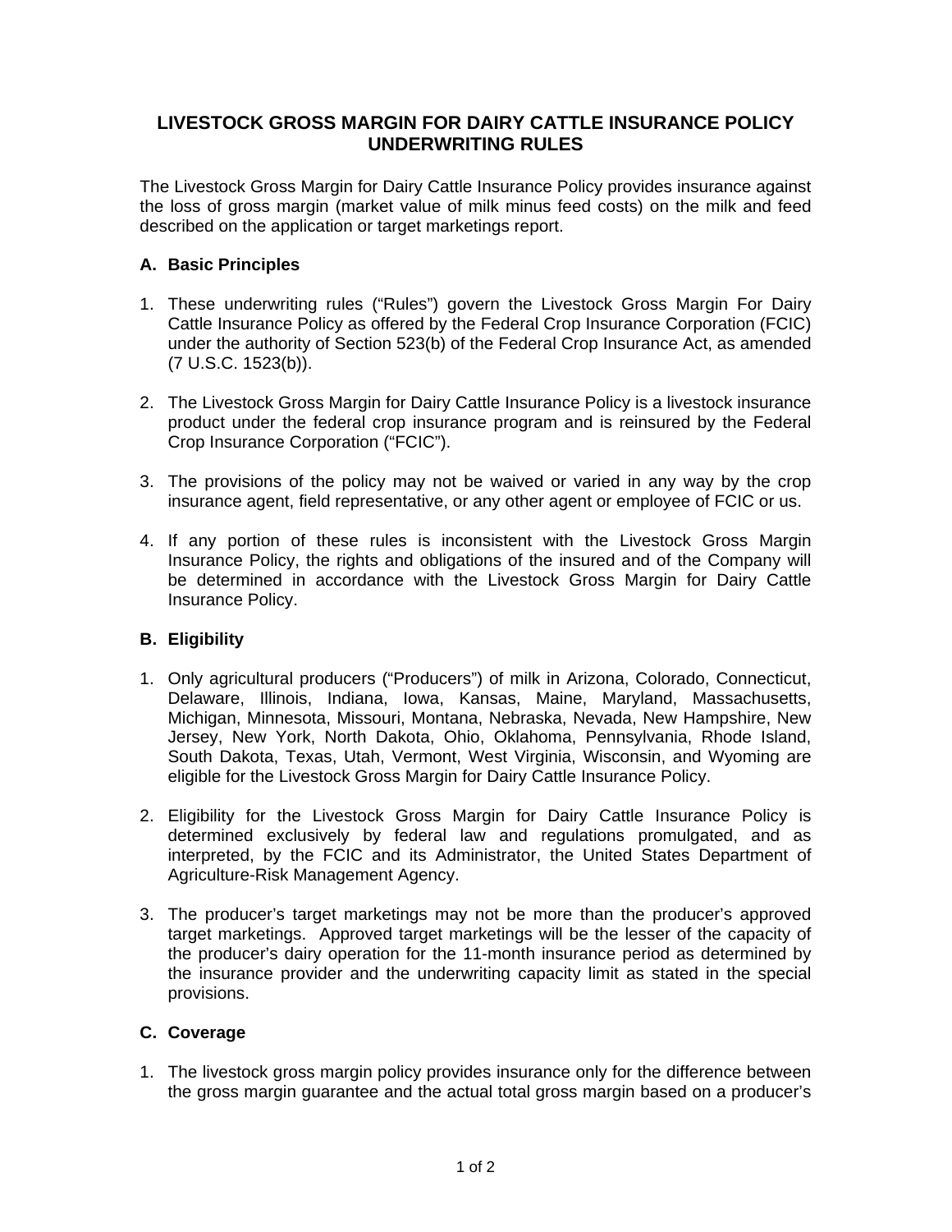# LIVESTOCK GROSS MARGIN FOR DAIRY CATTLE INSURANCE POLICY UNDERWRITING RULES

The Livestock Gross Margin for Dairy Cattle Insurance Policy provides insurance against the loss of gross margin (market value of milk minus feed costs) on the milk and feed described on the application or target marketings report.

## A. Basic Principles

1. These underwriting rules ("Rules") govern the Livestock Gross Margin For Dairy Cattle Insurance Policy as offered by the Federal Crop Insurance Corporation (FCIC) under the authority of Section 523(b) of the Federal Crop Insurance Act, as amended (7 U.S.C. 1523(b)).

2. The Livestock Gross Margin for Dairy Cattle Insurance Policy is a livestock insurance product under the federal crop insurance program and is reinsured by the Federal Crop Insurance Corporation ("FCIC").

3. The provisions of the policy may not be waived or varied in any way by the crop insurance agent, field representative, or any other agent or employee of FCIC or us.

4. If any portion of these rules is inconsistent with the Livestock Gross Margin Insurance Policy, the rights and obligations of the insured and of the Company will be determined in accordance with the Livestock Gross Margin for Dairy Cattle Insurance Policy.

## B. Eligibility

1. Only agricultural producers ("Producers") of milk in Arizona, Colorado, Connecticut, Delaware, Illinois, Indiana, Iowa, Kansas, Maine, Maryland, Massachusetts, Michigan, Minnesota, Missouri, Montana, Nebraska, Nevada, New Hampshire, New Jersey, New York, North Dakota, Ohio, Oklahoma, Pennsylvania, Rhode Island, South Dakota, Texas, Utah, Vermont, West Virginia, Wisconsin, and Wyoming are eligible for the Livestock Gross Margin for Dairy Cattle Insurance Policy.

2. Eligibility for the Livestock Gross Margin for Dairy Cattle Insurance Policy is determined exclusively by federal law and regulations promulgated, and as interpreted, by the FCIC and its Administrator, the United States Department of Agriculture-Risk Management Agency.

3. The producer's target marketings may not be more than the producer's approved target marketings. Approved target marketings will be the lesser of the capacity of the producer's dairy operation for the 11-month insurance period as determined by the insurance provider and the underwriting capacity limit as stated in the special provisions.

## C. Coverage

1. The livestock gross margin policy provides insurance only for the difference between the gross margin guarantee and the actual total gross margin based on a producer's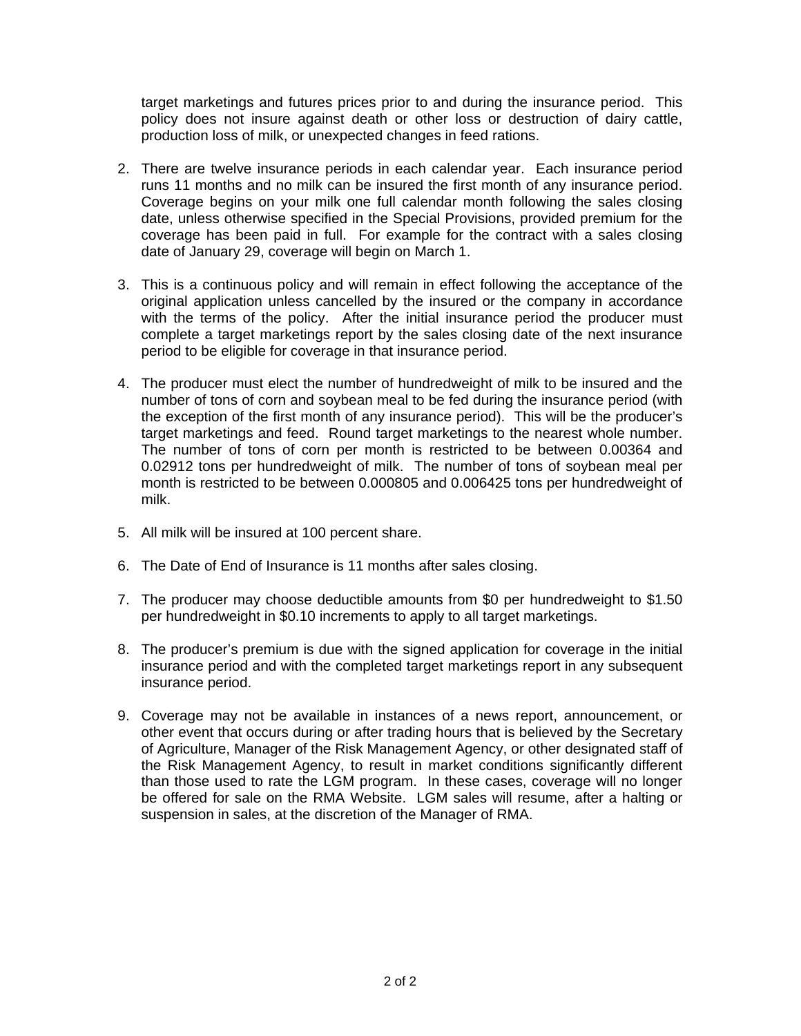target marketings and futures prices prior to and during the insurance period. This policy does not insure against death or other loss or destruction of dairy cattle, production loss of milk, or unexpected changes in feed rations.

2. There are twelve insurance periods in each calendar year. Each insurance period runs 11 months and no milk can be insured the first month of any insurance period. Coverage begins on your milk one full calendar month following the sales closing date, unless otherwise specified in the Special Provisions, provided premium for the coverage has been paid in full. For example for the contract with a sales closing date of January 29, coverage will begin on March 1.

3. This is a continuous policy and will remain in effect following the acceptance of the original application unless cancelled by the insured or the company in accordance with the terms of the policy. After the initial insurance period the producer must complete a target marketings report by the sales closing date of the next insurance period to be eligible for coverage in that insurance period.

4. The producer must elect the number of hundredweight of milk to be insured and the number of tons of corn and soybean meal to be fed during the insurance period (with the exception of the first month of any insurance period). This will be the producer's target marketings and feed. Round target marketings to the nearest whole number. The number of tons of corn per month is restricted to be between 0.00364 and 0.02912 tons per hundredweight of milk. The number of tons of soybean meal per month is restricted to be between 0.000805 and 0.006425 tons per hundredweight of milk.

5. All milk will be insured at 100 percent share.

6. The Date of End of Insurance is 11 months after sales closing.

7. The producer may choose deductible amounts from $0 per hundredweight to $1.50 per hundredweight in $0.10 increments to apply to all target marketings.

8. The producer's premium is due with the signed application for coverage in the initial insurance period and with the completed target marketings report in any subsequent insurance period.

9. Coverage may not be available in instances of a news report, announcement, or other event that occurs during or after trading hours that is believed by the Secretary of Agriculture, Manager of the Risk Management Agency, or other designated staff of the Risk Management Agency, to result in market conditions significantly different than those used to rate the LGM program. In these cases, coverage will no longer be offered for sale on the RMA Website. LGM sales will resume, after a halting or suspension in sales, at the discretion of the Manager of RMA.